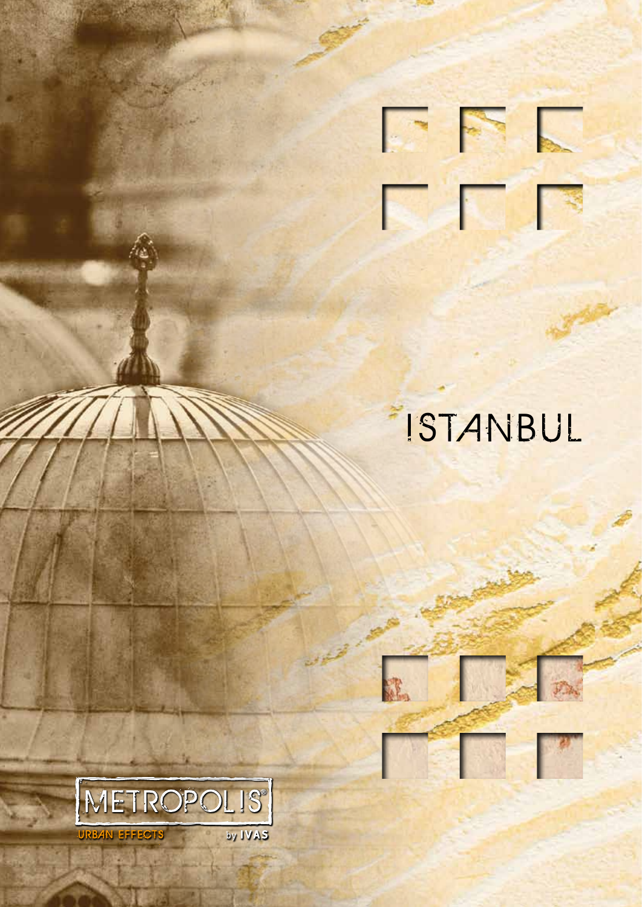# ISTANBUL

METROPOLIS®

URBAN EFFECTS

by IVAS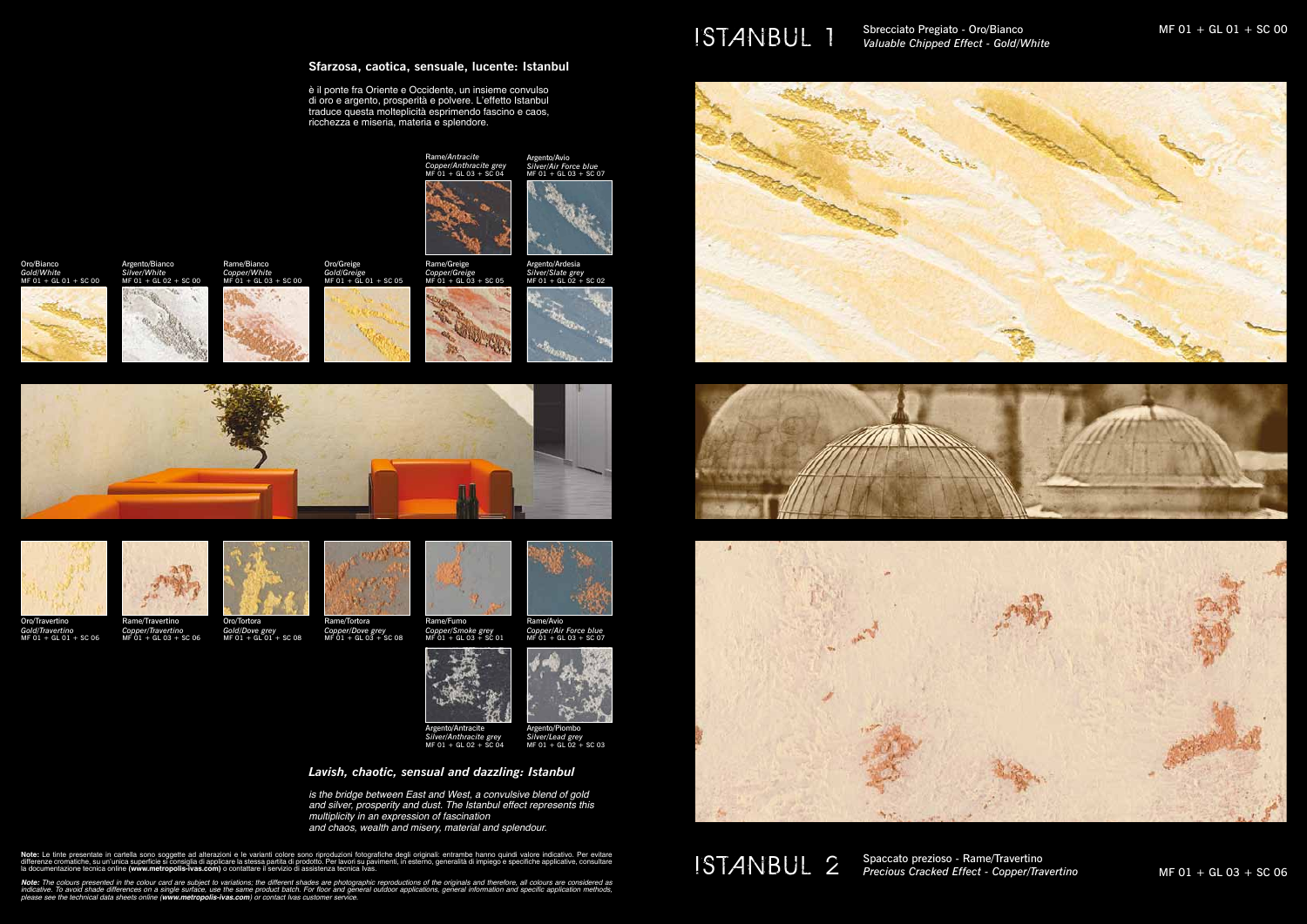## Sfarzosa, caotica, sensuale, lucente: Istanbul

è il ponte fra Oriente e Occidente, un insieme convulso di oro e argento, prosperità e polvere. L'effetto Istanbul traduce questa molteplicità esprimendo fascino e caos, ricchezza e miseria, materia e splendore.

Rame/Antracite
*Copper/Anthracite grey*
MF 01 + GL 03 + SC 04

Argento/Avio
*Silver/Air Force blue*
MF 01 + GL 03 + SC 07

Oro/Bianco
*Gold/White*
MF 01 + GL 01 + SC 00

Argento/Bianco
*Silver/White*
MF 01 + GL 02 + SC 00

Rame/Bianco
*Copper/White*
MF 01 + GL 03 + SC 00

Oro/Greige
*Gold/Greige*
MF 01 + GL 01 + SC 05

Rame/Greige
*Copper/Greige*
MF 01 + GL 03 + SC 05

Argento/Ardesia
*Silver/Slate grey*
MF 01 + GL 02 + SC 02

Oro/Travertino
*Gold/Travertino*
MF 01 + GL 01 + SC 06

Rame/Travertino
*Copper/Travertino*
MF 01 + GL 03 + SC 06

Oro/Tortora
*Gold/Dove grey*
MF 01 + GL 01 + SC 08

Rame/Tortora
*Copper/Dove grey*
MF 01 + GL 03 + SC 08

Rame/Fumo
*Copper/Smoke grey*
MF 01 + GL 03 + SC 01

Rame/Avio
*Copper/Air Force blue*
MF 01 + GL 03 + SC 07

Argento/Antracite
*Silver/Anthracite grey*
MF 01 + GL 02 + SC 04

Argento/Piombo
*Silver/Lead grey*
MF 01 + GL 02 + SC 03

## *Lavish, chaotic, sensual and dazzling: Istanbul*

*is the bridge between East and West, a convulsive blend of gold and silver, prosperity and dust. The Istanbul effect represents this multiplicity in an expression of fascination and chaos, wealth and misery, material and splendour.*

**Note:** Le tinte presentate in cartella sono soggette ad alterazioni e le varianti colore sono riproduzioni fotografiche degli originali: entrambe hanno quindi valore indicativo. Per evitare differenze cromatiche, su un'unica superficie si consiglia di applicare la stessa partita di prodotto. Per lavori su pavimenti, in esterno, generalità di impiego e specifiche applicative, consultare la documentazione tecnica online **(www.metropolis-ivas.com)** o contattare il servizio di assistenza tecnica Ivas.

***Note:*** *The colours presented in the colour card are subject to variations; the different shades are photographic reproductions of the originals and therefore, all colours are considered as indicative. To avoid shade differences on a single surface, use the same product batch. For floor and general outdoor applications, general information and specific application methods, please see the technical data sheets online (**www.metropolis-ivas.com**) or contact Ivas customer service.*

# ISTANBUL 1

Sbrecciato Pregiato - Oro/Bianco
*Valuable Chipped Effect - Gold/White*

MF 01 + GL 01 + SC 00

# ISTANBUL 2

Spaccato prezioso - Rame/Travertino
*Precious Cracked Effect - Copper/Travertino*

MF 01 + GL 03 + SC 06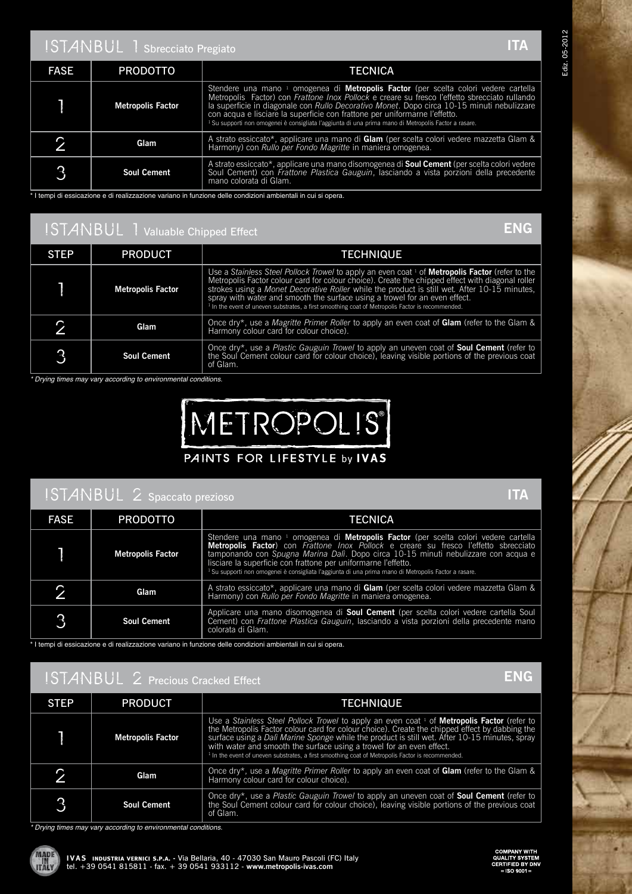## ISTANBUL 1 Sbrecciato Pregiato — ITA

| FASE | PRODOTTO | TECNICA |
|---|---|---|
| 1 | **Metropolis Factor** | Stendere una mano [1] omogenea di **Metropolis Factor** (per scelta colori vedere cartella Metropolis Factor) con *Frattone Inox Pollock* e creare su fresco l'effetto sbrecciato rullando la superficie in diagonale con *Rullo Decorativo Monet*. Dopo circa 10-15 minuti nebulizzare con acqua e lisciare la superficie con frattone per uniformarne l'effetto. [1] Su supporti non omogenei è consigliata l'aggiunta di una prima mano di Metropolis Factor a rasare. |
| 2 | **Glam** | A strato essiccato*, applicare una mano di **Glam** (per scelta colori vedere mazzetta Glam & Harmony) con *Rullo per Fondo Magritte* in maniera omogenea. |
| 3 | **Soul Cement** | A strato essiccato*, applicare una mano disomogenea di **Soul Cement** (per scelta colori vedere Soul Cement) con *Frattone Plastica Gauguin*, lasciando a vista porzioni della precedente mano colorata di Glam. |

\* I tempi di essicazione e di realizzazione variano in funzione delle condizioni ambientali in cui si opera.

## ISTANBUL 1 Valuable Chipped Effect — ENG

| STEP | PRODUCT | TECHNIQUE |
|---|---|---|
| 1 | **Metropolis Factor** | Use a *Stainless Steel Pollock Trowel* to apply an even coat [1] of **Metropolis Factor** (refer to the Metropolis Factor colour card for colour choice). Create the chipped effect with diagonal roller strokes using a *Monet Decorative Roller* while the product is still wet. After 10-15 minutes, spray with water and smooth the surface using a trowel for an even effect. [1] In the event of uneven substrates, a first smoothing coat of Metropolis Factor is recommended. |
| 2 | **Glam** | Once dry*, use a *Magritte Primer Roller* to apply an even coat of **Glam** (refer to the Glam & Harmony colour card for colour choice). |
| 3 | **Soul Cement** | Once dry*, use a *Plastic Gauguin Trowel* to apply an uneven coat of **Soul Cement** (refer to the Soul Cement colour card for colour choice), leaving visible portions of the previous coat of Glam. |

*\* Drying times may vary according to environmental conditions.*

METROPOLIS®

PAINTS FOR LIFESTYLE by **IVAS**

## ISTANBUL 2 Spaccato prezioso — ITA

| FASE | PRODOTTO | TECNICA |
|---|---|---|
| 1 | **Metropolis Factor** | Stendere una mano [1] omogenea di **Metropolis Factor** (per scelta colori vedere cartella **Metropolis Factor**) con *Frattone Inox Pollock* e creare su fresco l'effetto sbrecciato tamponando con *Spugna Marina Dali*. Dopo circa 10-15 minuti nebulizzare con acqua e lisciare la superficie con frattone per uniformarne l'effetto. [1] Su supporti non omogenei è consigliata l'aggiunta di una prima mano di Metropolis Factor a rasare. |
| 2 | **Glam** | A strato essiccato*, applicare una mano di **Glam** (per scelta colori vedere mazzetta Glam & Harmony) con *Rullo per Fondo Magritte* in maniera omogenea. |
| 3 | **Soul Cement** | Applicare una mano disomogenea di **Soul Cement** (per scelta colori vedere cartella Soul Cement) con *Frattone Plastica Gauguin*, lasciando a vista porzioni della precedente mano colorata di Glam. |

\* I tempi di essicazione e di realizzazione variano in funzione delle condizioni ambientali in cui si opera.

## ISTANBUL 2 Precious Cracked Effect — ENG

| STEP | PRODUCT | TECHNIQUE |
|---|---|---|
| 1 | **Metropolis Factor** | Use a *Stainless Steel Pollock Trowel* to apply an even coat [1] of **Metropolis Factor** (refer to the Metropolis Factor colour card for colour choice). Create the chipped effect by dabbing the surface using a *Dali Marine Sponge* while the product is still wet. After 10-15 minutes, spray with water and smooth the surface using a trowel for an even effect. [1] In the event of uneven substrates, a first smoothing coat of Metropolis Factor is recommended. |
| 2 | **Glam** | Once dry*, use a *Magritte Primer Roller* to apply an even coat of **Glam** (refer to the Glam & Harmony colour card for colour choice). |
| 3 | **Soul Cement** | Once dry*, use a *Plastic Gauguin Trowel* to apply an uneven coat of **Soul Cement** (refer to the Soul Cement colour card for colour choice), leaving visible portions of the previous coat of Glam. |

*\* Drying times may vary according to environmental conditions.*

**IVAS INDUSTRIA VERNICI S.P.A.** - Via Bellaria, 40 - 47030 San Mauro Pascoli (FC) Italy
tel. +39 0541 815811 - fax. + 39 0541 933112 - **www.metropolis-ivas.com**

COMPANY WITH QUALITY SYSTEM CERTIFIED BY DNV = ISO 9001 =

Ediz. 05-2012